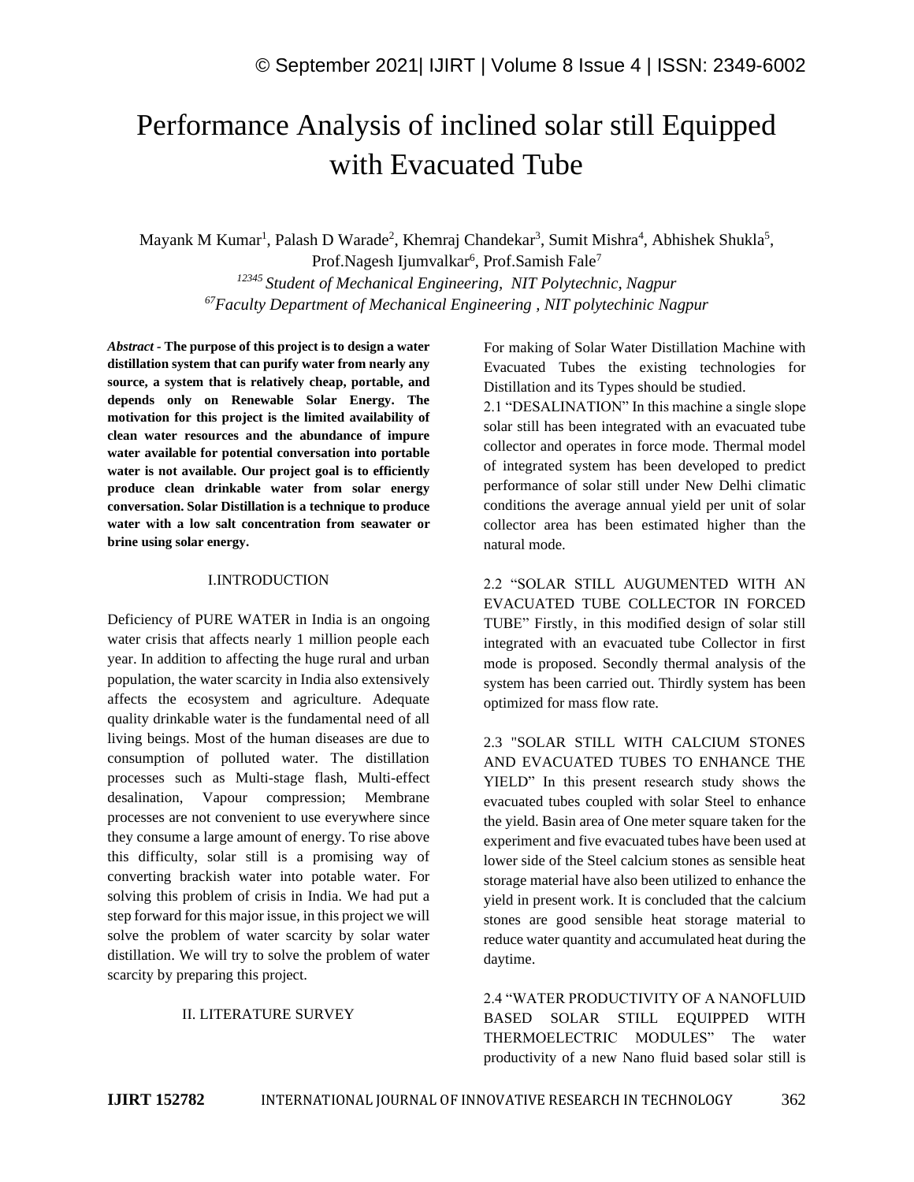# Performance Analysis of inclined solar still Equipped with Evacuated Tube

Mayank M Kumar[1], Palash D Warade[2], Khemraj Chandekar[3], Sumit Mishra[4], Abhishek Shukla[5], Prof.Nagesh Ijumvalkar[6], Prof.Samish Fale[7]

*[12345] Student of Mechanical Engineering, NIT Polytechnic, Nagpur*

*[67]Faculty Department of Mechanical Engineering , NIT polytechinic Nagpur*

***Abstract* - The purpose of this project is to design a water distillation system that can purify water from nearly any source, a system that is relatively cheap, portable, and depends only on Renewable Solar Energy. The motivation for this project is the limited availability of clean water resources and the abundance of impure water available for potential conversation into portable water is not available. Our project goal is to efficiently produce clean drinkable water from solar energy conversation. Solar Distillation is a technique to produce water with a low salt concentration from seawater or brine using solar energy.**

## I.INTRODUCTION

Deficiency of PURE WATER in India is an ongoing water crisis that affects nearly 1 million people each year. In addition to affecting the huge rural and urban population, the water scarcity in India also extensively affects the ecosystem and agriculture. Adequate quality drinkable water is the fundamental need of all living beings. Most of the human diseases are due to consumption of polluted water. The distillation processes such as Multi-stage flash, Multi-effect desalination, Vapour compression; Membrane processes are not convenient to use everywhere since they consume a large amount of energy. To rise above this difficulty, solar still is a promising way of converting brackish water into potable water. For solving this problem of crisis in India. We had put a step forward for this major issue, in this project we will solve the problem of water scarcity by solar water distillation. We will try to solve the problem of water scarcity by preparing this project.

## II. LITERATURE SURVEY

For making of Solar Water Distillation Machine with Evacuated Tubes the existing technologies for Distillation and its Types should be studied.

2.1 "DESALINATION" In this machine a single slope solar still has been integrated with an evacuated tube collector and operates in force mode. Thermal model of integrated system has been developed to predict performance of solar still under New Delhi climatic conditions the average annual yield per unit of solar collector area has been estimated higher than the natural mode.

2.2 "SOLAR STILL AUGUMENTED WITH AN EVACUATED TUBE COLLECTOR IN FORCED TUBE" Firstly, in this modified design of solar still integrated with an evacuated tube Collector in first mode is proposed. Secondly thermal analysis of the system has been carried out. Thirdly system has been optimized for mass flow rate.

2.3 "SOLAR STILL WITH CALCIUM STONES AND EVACUATED TUBES TO ENHANCE THE YIELD" In this present research study shows the evacuated tubes coupled with solar Steel to enhance the yield. Basin area of One meter square taken for the experiment and five evacuated tubes have been used at lower side of the Steel calcium stones as sensible heat storage material have also been utilized to enhance the yield in present work. It is concluded that the calcium stones are good sensible heat storage material to reduce water quantity and accumulated heat during the daytime.

2.4 "WATER PRODUCTIVITY OF A NANOFLUID BASED SOLAR STILL EQUIPPED WITH THERMOELECTRIC MODULES" The water productivity of a new Nano fluid based solar still is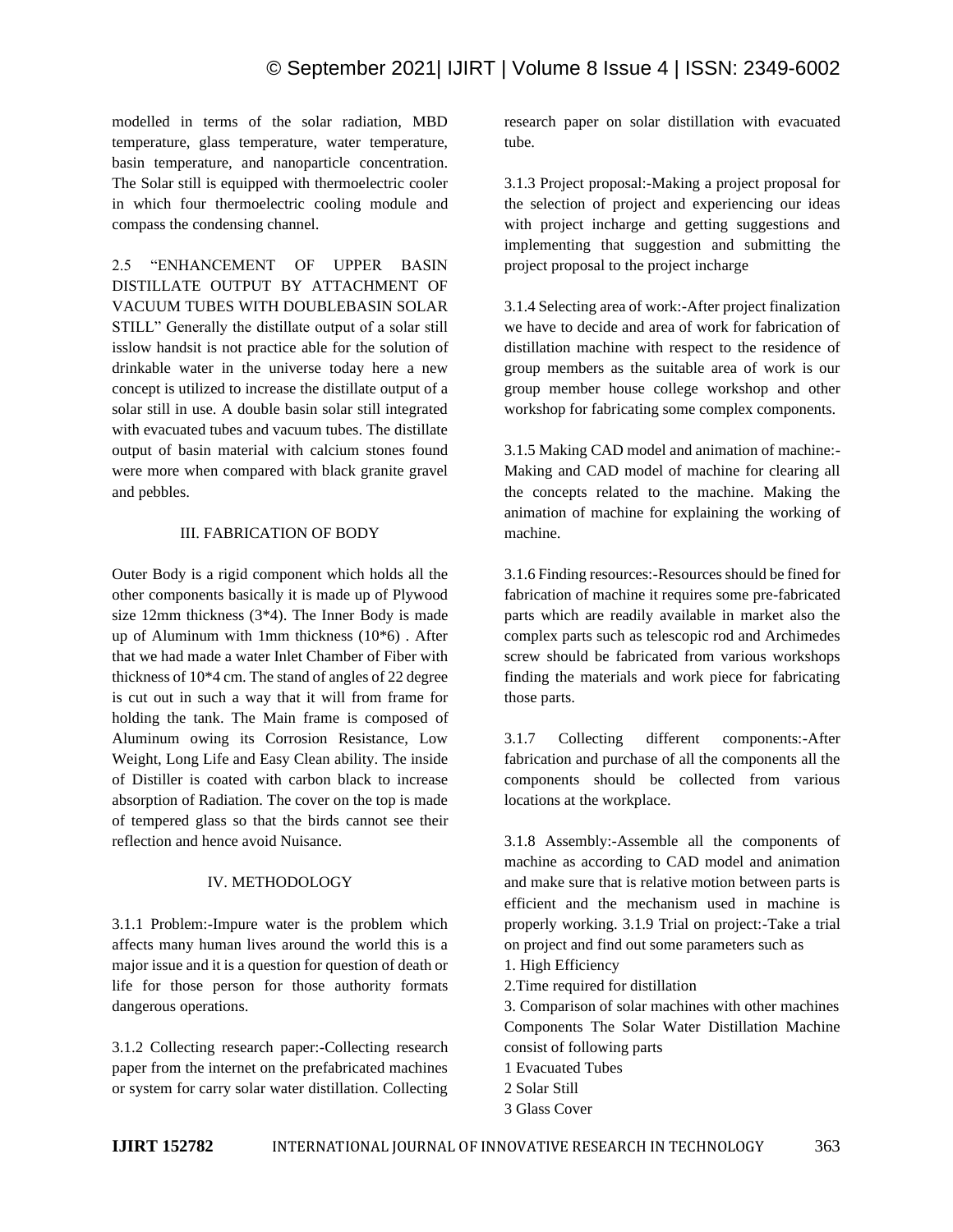modelled in terms of the solar radiation, MBD temperature, glass temperature, water temperature, basin temperature, and nanoparticle concentration. The Solar still is equipped with thermoelectric cooler in which four thermoelectric cooling module and compass the condensing channel.

2.5 "ENHANCEMENT OF UPPER BASIN DISTILLATE OUTPUT BY ATTACHMENT OF VACUUM TUBES WITH DOUBLEBASIN SOLAR STILL" Generally the distillate output of a solar still isslow handsit is not practice able for the solution of drinkable water in the universe today here a new concept is utilized to increase the distillate output of a solar still in use. A double basin solar still integrated with evacuated tubes and vacuum tubes. The distillate output of basin material with calcium stones found were more when compared with black granite gravel and pebbles.

## III. FABRICATION OF BODY

Outer Body is a rigid component which holds all the other components basically it is made up of Plywood size 12mm thickness (3*4). The Inner Body is made up of Aluminum with 1mm thickness (10*6) . After that we had made a water Inlet Chamber of Fiber with thickness of 10*4 cm. The stand of angles of 22 degree is cut out in such a way that it will from frame for holding the tank. The Main frame is composed of Aluminum owing its Corrosion Resistance, Low Weight, Long Life and Easy Clean ability. The inside of Distiller is coated with carbon black to increase absorption of Radiation. The cover on the top is made of tempered glass so that the birds cannot see their reflection and hence avoid Nuisance.

## IV. METHODOLOGY

3.1.1 Problem:-Impure water is the problem which affects many human lives around the world this is a major issue and it is a question for question of death or life for those person for those authority formats dangerous operations.

3.1.2 Collecting research paper:-Collecting research paper from the internet on the prefabricated machines or system for carry solar water distillation. Collecting research paper on solar distillation with evacuated tube.

3.1.3 Project proposal:-Making a project proposal for the selection of project and experiencing our ideas with project incharge and getting suggestions and implementing that suggestion and submitting the project proposal to the project incharge

3.1.4 Selecting area of work:-After project finalization we have to decide and area of work for fabrication of distillation machine with respect to the residence of group members as the suitable area of work is our group member house college workshop and other workshop for fabricating some complex components.

3.1.5 Making CAD model and animation of machine:-Making and CAD model of machine for clearing all the concepts related to the machine. Making the animation of machine for explaining the working of machine.

3.1.6 Finding resources:-Resources should be fined for fabrication of machine it requires some pre-fabricated parts which are readily available in market also the complex parts such as telescopic rod and Archimedes screw should be fabricated from various workshops finding the materials and work piece for fabricating those parts.

3.1.7 Collecting different components:-After fabrication and purchase of all the components all the components should be collected from various locations at the workplace.

3.1.8 Assembly:-Assemble all the components of machine as according to CAD model and animation and make sure that is relative motion between parts is efficient and the mechanism used in machine is properly working. 3.1.9 Trial on project:-Take a trial on project and find out some parameters such as

1. High Efficiency
2. Time required for distillation
3. Comparison of solar machines with other machines

Components The Solar Water Distillation Machine consist of following parts

1 Evacuated Tubes
2 Solar Still
3 Glass Cover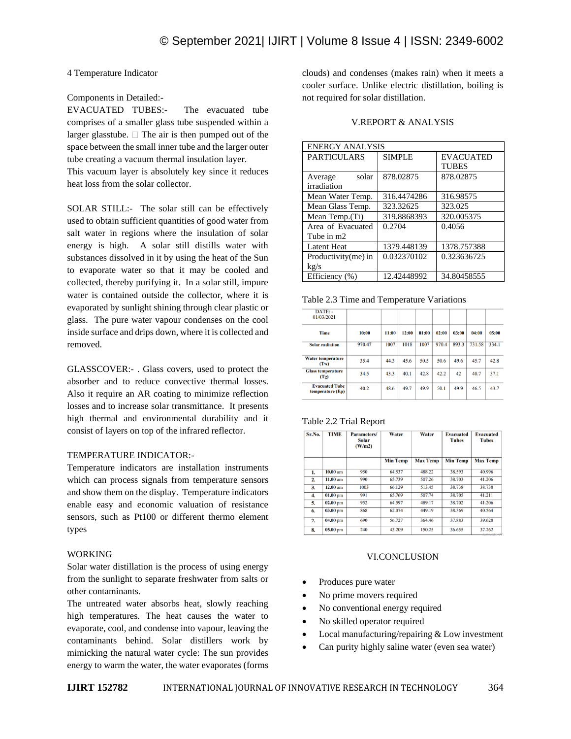4 Temperature Indicator

Components in Detailed:-

EVACUATED TUBES:- The evacuated tube comprises of a smaller glass tube suspended within a larger glasstube.  The air is then pumped out of the space between the small inner tube and the larger outer tube creating a vacuum thermal insulation layer.

This vacuum layer is absolutely key since it reduces heat loss from the solar collector.

SOLAR STILL:- The solar still can be effectively used to obtain sufficient quantities of good water from salt water in regions where the insulation of solar energy is high. A solar still distills water with substances dissolved in it by using the heat of the Sun to evaporate water so that it may be cooled and collected, thereby purifying it. In a solar still, impure water is contained outside the collector, where it is evaporated by sunlight shining through clear plastic or glass. The pure water vapour condenses on the cool inside surface and drips down, where it is collected and removed.

GLASSCOVER:- . Glass covers, used to protect the absorber and to reduce convective thermal losses. Also it require an AR coating to minimize reflection losses and to increase solar transmittance. It presents high thermal and environmental durability and it consist of layers on top of the infrared reflector.

TEMPERATURE INDICATOR:-

Temperature indicators are installation instruments which can process signals from temperature sensors and show them on the display. Temperature indicators enable easy and economic valuation of resistance sensors, such as Pt100 or different thermo element types

WORKING

Solar water distillation is the process of using energy from the sunlight to separate freshwater from salts or other contaminants.

The untreated water absorbs heat, slowly reaching high temperatures. The heat causes the water to evaporate, cool, and condense into vapour, leaving the contaminants behind. Solar distillers work by mimicking the natural water cycle: The sun provides energy to warm the water, the water evaporates (forms clouds) and condenses (makes rain) when it meets a cooler surface. Unlike electric distillation, boiling is not required for solar distillation.

## V.REPORT & ANALYSIS

| ENERGY ANALYSIS | | |
|---|---|---|
| PARTICULARS | SIMPLE | EVACUATED TUBES |
| Average solar irradiation | 878.02875 | 878.02875 |
| Mean Water Temp. | 316.4474286 | 316.98575 |
| Mean Glass Temp. | 323.32625 | 323.025 |
| Mean Temp.(Ti) | 319.8868393 | 320.005375 |
| Area of Evacuated Tube in m2 | 0.2704 | 0.4056 |
| Latent Heat | 1379.448139 | 1378.757388 |
| Productivity(me) in kg/s | 0.032370102 | 0.323636725 |
| Efficiency (%) | 12.42448992 | 34.80458555 |

Table 2.3 Time and Temperature Variations

| DATE: - 01/03/2021 | | | | | | | | |
|---|---|---|---|---|---|---|---|---|
| Time | 10:00 | 11:00 | 12:00 | 01:00 | 02:00 | 03:00 | 04:00 | 05:00 |
| Solar radiation | 970.47 | 1007 | 1018 | 1007 | 970.4 | 893.3 | 731.58 | 334.1 |
| Water temperature (Tw) | 35.4 | 44.3 | 45.6 | 50.5 | 50.6 | 49.6 | 45.7 | 42.8 |
| Glass temperature (Tg) | 34.5 | 43.3 | 40.1 | 42.8 | 42.2 | 42 | 40.7 | 37.1 |
| Evacuated Tube temperature (Ep) | 40.2 | 48.6 | 49.7 | 49.9 | 50.1 | 49.9 | 46.5 | 43.7 |

Table 2.2 Trial Report

| Sr.No. | TIME | Parameters/ Solar (W/m2) | Water | Water | Evacuated Tubes | Evacuated Tubes |
|---|---|---|---|---|---|---|
| | | | Min Temp | Max Temp | Min Temp | Max Temp |
| 1. | 10.00 am | 950 | 64.537 | 488.22 | 38.593 | 40.996 |
| 2. | 11.00 am | 990 | 65.739 | 507.26 | 38.703 | 41.206 |
| 3. | 12.00 am | 1003 | 66.129 | 513.45 | 38.738 | 38.738 |
| 4. | 01.00 pm | 991 | 65.769 | 507.74 | 38.705 | 41.211 |
| 5. | 02.00 pm | 952 | 64.597 | 489.17 | 38.702 | 41.206 |
| 6. | 03.00 pm | 868 | 62.074 | 449.19 | 38.369 | 40.564 |
| 7. | 04.00 pm | 690 | 56.727 | 364.46 | 37.883 | 39.628 |
| 8. | 05.00 pm | 240 | 43.209 | 150.25 | 36.655 | 37.262 |

## VI.CONCLUSION

- Produces pure water
- No prime movers required
- No conventional energy required
- No skilled operator required
- Local manufacturing/repairing & Low investment
- Can purity highly saline water (even sea water)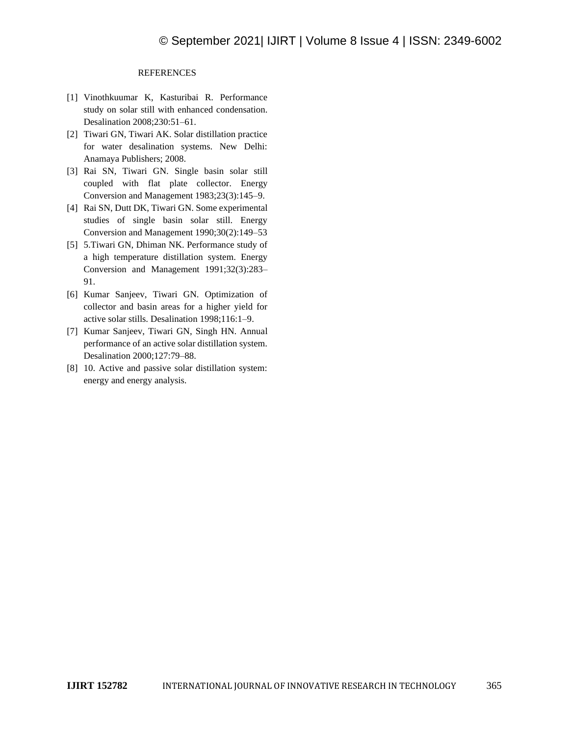## REFERENCES

[1] Vinothkuumar K, Kasturibai R. Performance study on solar still with enhanced condensation. Desalination 2008;230:51–61.

[2] Tiwari GN, Tiwari AK. Solar distillation practice for water desalination systems. New Delhi: Anamaya Publishers; 2008.

[3] Rai SN, Tiwari GN. Single basin solar still coupled with flat plate collector. Energy Conversion and Management 1983;23(3):145–9.

[4] Rai SN, Dutt DK, Tiwari GN. Some experimental studies of single basin solar still. Energy Conversion and Management 1990;30(2):149–53

[5] 5.Tiwari GN, Dhiman NK. Performance study of a high temperature distillation system. Energy Conversion and Management 1991;32(3):283–91.

[6] Kumar Sanjeev, Tiwari GN. Optimization of collector and basin areas for a higher yield for active solar stills. Desalination 1998;116:1–9.

[7] Kumar Sanjeev, Tiwari GN, Singh HN. Annual performance of an active solar distillation system. Desalination 2000;127:79–88.

[8] 10. Active and passive solar distillation system: energy and energy analysis.